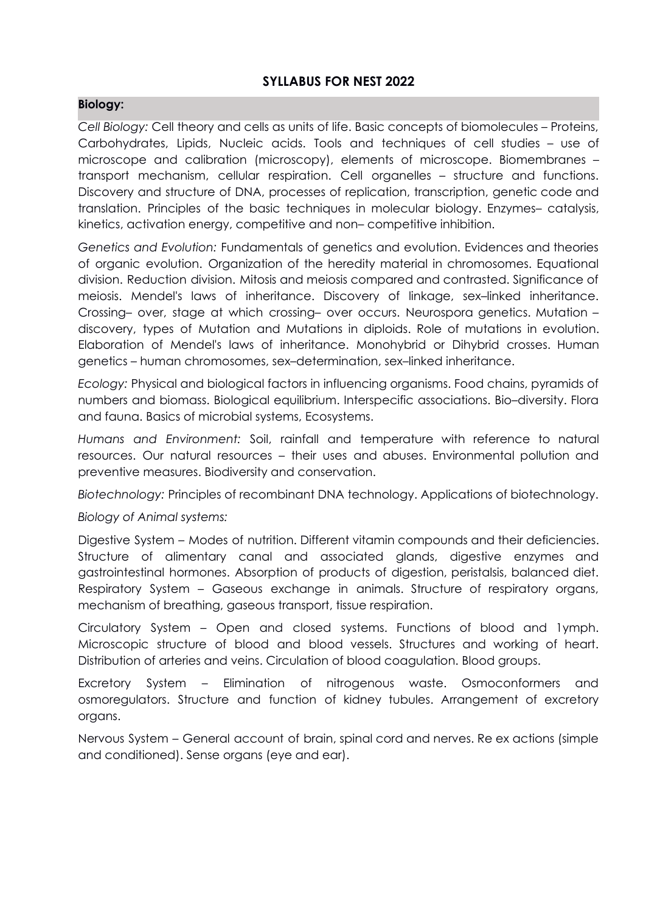## SYLLABUS FOR NEST 2022

### Biology:

*Cell Biology:* Cell theory and cells as units of life. Basic concepts of biomolecules – Proteins, Carbohydrates, Lipids, Nucleic acids. Tools and techniques of cell studies – use of microscope and calibration (microscopy), elements of microscope. Biomembranes – transport mechanism, cellular respiration. Cell organelles – structure and functions. Discovery and structure of DNA, processes of replication, transcription, genetic code and translation. Principles of the basic techniques in molecular biology. Enzymes– catalysis, kinetics, activation energy, competitive and non– competitive inhibition.

*Genetics and Evolution:* Fundamentals of genetics and evolution. Evidences and theories of organic evolution. Organization of the heredity material in chromosomes. Equational division. Reduction division. Mitosis and meiosis compared and contrasted. Significance of meiosis. Mendel's laws of inheritance. Discovery of linkage, sex–linked inheritance. Crossing– over, stage at which crossing– over occurs. Neurospora genetics. Mutation – discovery, types of Mutation and Mutations in diploids. Role of mutations in evolution. Elaboration of Mendel's laws of inheritance. Monohybrid or Dihybrid crosses. Human genetics – human chromosomes, sex–determination, sex–linked inheritance.

*Ecology:* Physical and biological factors in influencing organisms. Food chains, pyramids of numbers and biomass. Biological equilibrium. Interspecific associations. Bio–diversity. Flora and fauna. Basics of microbial systems, Ecosystems.

*Humans and Environment:* Soil, rainfall and temperature with reference to natural resources. Our natural resources – their uses and abuses. Environmental pollution and preventive measures. Biodiversity and conservation.

*Biotechnology:* Principles of recombinant DNA technology. Applications of biotechnology.

*Biology of Animal systems:*

Digestive System – Modes of nutrition. Different vitamin compounds and their deficiencies. Structure of alimentary canal and associated glands, digestive enzymes and gastrointestinal hormones. Absorption of products of digestion, peristalsis, balanced diet. Respiratory System – Gaseous exchange in animals. Structure of respiratory organs, mechanism of breathing, gaseous transport, tissue respiration.

Circulatory System – Open and closed systems. Functions of blood and 1ymph. Microscopic structure of blood and blood vessels. Structures and working of heart. Distribution of arteries and veins. Circulation of blood coagulation. Blood groups.

Excretory System – Elimination of nitrogenous waste. Osmoconformers and osmoregulators. Structure and function of kidney tubules. Arrangement of excretory organs.

Nervous System – General account of brain, spinal cord and nerves. Re ex actions (simple and conditioned). Sense organs (eye and ear).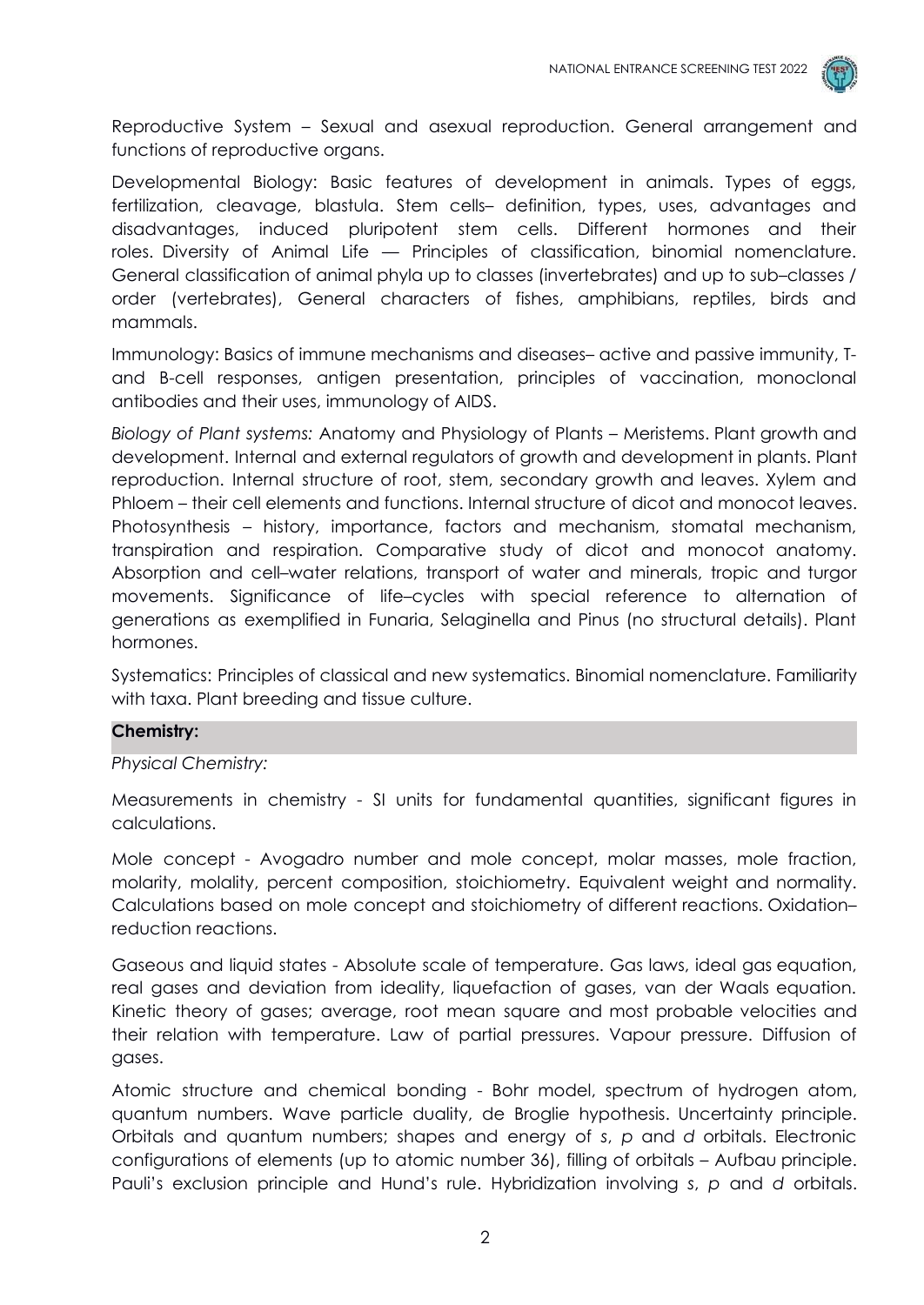Reproductive System – Sexual and asexual reproduction. General arrangement and functions of reproductive organs.

Developmental Biology: Basic features of development in animals. Types of eggs, fertilization, cleavage, blastula. Stem cells– definition, types, uses, advantages and disadvantages, induced pluripotent stem cells. Different hormones and their roles. Diversity of Animal Life — Principles of classification, binomial nomenclature. General classification of animal phyla up to classes (invertebrates) and up to sub–classes / order (vertebrates), General characters of fishes, amphibians, reptiles, birds and mammals.

Immunology: Basics of immune mechanisms and diseases– active and passive immunity, T- and B-cell responses, antigen presentation, principles of vaccination, monoclonal antibodies and their uses, immunology of AIDS.

*Biology of Plant systems:* Anatomy and Physiology of Plants – Meristems. Plant growth and development. Internal and external regulators of growth and development in plants. Plant reproduction. Internal structure of root, stem, secondary growth and leaves. Xylem and Phloem – their cell elements and functions. Internal structure of dicot and monocot leaves. Photosynthesis – history, importance, factors and mechanism, stomatal mechanism, transpiration and respiration. Comparative study of dicot and monocot anatomy. Absorption and cell–water relations, transport of water and minerals, tropic and turgor movements. Significance of life–cycles with special reference to alternation of generations as exemplified in Funaria, Selaginella and Pinus (no structural details). Plant hormones.

Systematics: Principles of classical and new systematics. Binomial nomenclature. Familiarity with taxa. Plant breeding and tissue culture.

## Chemistry:

*Physical Chemistry:*

Measurements in chemistry - SI units for fundamental quantities, significant figures in calculations.

Mole concept - Avogadro number and mole concept, molar masses, mole fraction, molarity, molality, percent composition, stoichiometry. Equivalent weight and normality. Calculations based on mole concept and stoichiometry of different reactions. Oxidation–reduction reactions.

Gaseous and liquid states - Absolute scale of temperature. Gas laws, ideal gas equation, real gases and deviation from ideality, liquefaction of gases, van der Waals equation. Kinetic theory of gases; average, root mean square and most probable velocities and their relation with temperature. Law of partial pressures. Vapour pressure. Diffusion of gases.

Atomic structure and chemical bonding - Bohr model, spectrum of hydrogen atom, quantum numbers. Wave particle duality, de Broglie hypothesis. Uncertainty principle. Orbitals and quantum numbers; shapes and energy of *s*, *p* and *d* orbitals. Electronic configurations of elements (up to atomic number 36), filling of orbitals – Aufbau principle. Pauli's exclusion principle and Hund's rule. Hybridization involving *s*, *p* and *d* orbitals.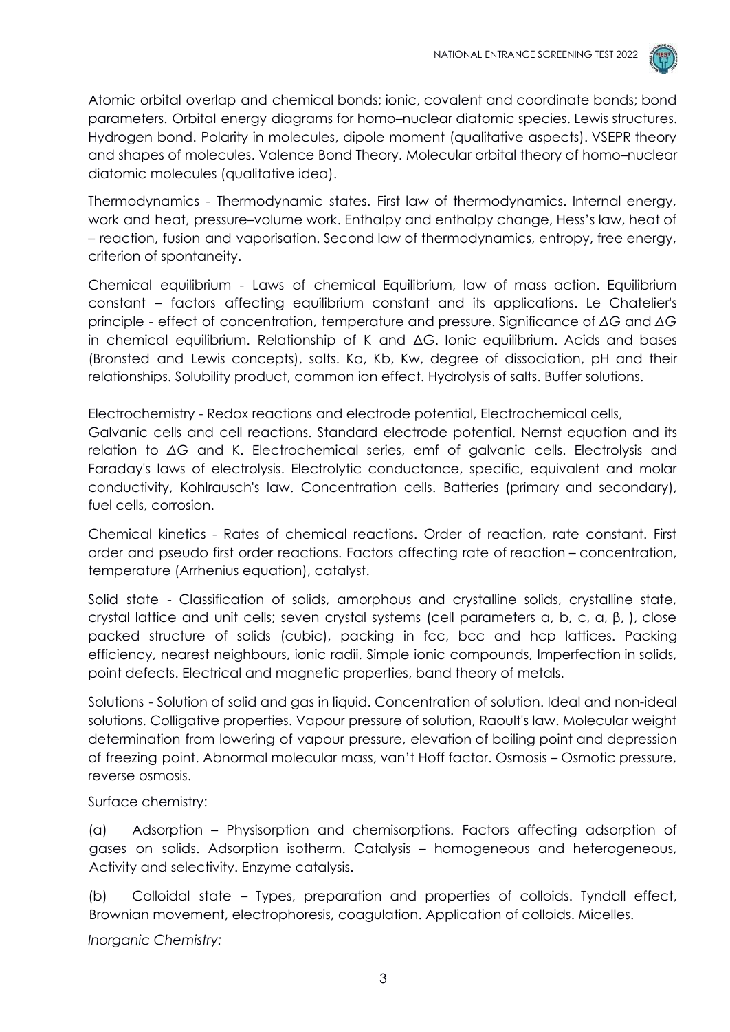Atomic orbital overlap and chemical bonds; ionic, covalent and coordinate bonds; bond parameters. Orbital energy diagrams for homo–nuclear diatomic species. Lewis structures. Hydrogen bond. Polarity in molecules, dipole moment (qualitative aspects). VSEPR theory and shapes of molecules. Valence Bond Theory. Molecular orbital theory of homo–nuclear diatomic molecules (qualitative idea).

Thermodynamics - Thermodynamic states. First law of thermodynamics. Internal energy, work and heat, pressure–volume work. Enthalpy and enthalpy change, Hess's law, heat of – reaction, fusion and vaporisation. Second law of thermodynamics, entropy, free energy, criterion of spontaneity.

Chemical equilibrium - Laws of chemical Equilibrium, law of mass action. Equilibrium constant – factors affecting equilibrium constant and its applications. Le Chatelier's principle - effect of concentration, temperature and pressure. Significance of $\Delta G$ and $\Delta G$ in chemical equilibrium. Relationship of K and $\Delta G$. Ionic equilibrium. Acids and bases (Bronsted and Lewis concepts), salts. Ka, Kb, Kw, degree of dissociation, pH and their relationships. Solubility product, common ion effect. Hydrolysis of salts. Buffer solutions.

Electrochemistry - Redox reactions and electrode potential, Electrochemical cells, Galvanic cells and cell reactions. Standard electrode potential. Nernst equation and its relation to $\Delta G$ and K. Electrochemical series, emf of galvanic cells. Electrolysis and Faraday's laws of electrolysis. Electrolytic conductance, specific, equivalent and molar conductivity, Kohlrausch's law. Concentration cells. Batteries (primary and secondary), fuel cells, corrosion.

Chemical kinetics - Rates of chemical reactions. Order of reaction, rate constant. First order and pseudo first order reactions. Factors affecting rate of reaction – concentration, temperature (Arrhenius equation), catalyst.

Solid state - Classification of solids, amorphous and crystalline solids, crystalline state, crystal lattice and unit cells; seven crystal systems (cell parameters a, b, c, $\alpha$, $\beta$, ), close packed structure of solids (cubic), packing in fcc, bcc and hcp lattices. Packing efficiency, nearest neighbours, ionic radii. Simple ionic compounds, Imperfection in solids, point defects. Electrical and magnetic properties, band theory of metals.

Solutions - Solution of solid and gas in liquid. Concentration of solution. Ideal and non-ideal solutions. Colligative properties. Vapour pressure of solution, Raoult's law. Molecular weight determination from lowering of vapour pressure, elevation of boiling point and depression of freezing point. Abnormal molecular mass, van't Hoff factor. Osmosis – Osmotic pressure, reverse osmosis.

Surface chemistry:

(a) Adsorption – Physisorption and chemisorptions. Factors affecting adsorption of gases on solids. Adsorption isotherm. Catalysis – homogeneous and heterogeneous, Activity and selectivity. Enzyme catalysis.

(b) Colloidal state – Types, preparation and properties of colloids. Tyndall effect, Brownian movement, electrophoresis, coagulation. Application of colloids. Micelles.

*Inorganic Chemistry:*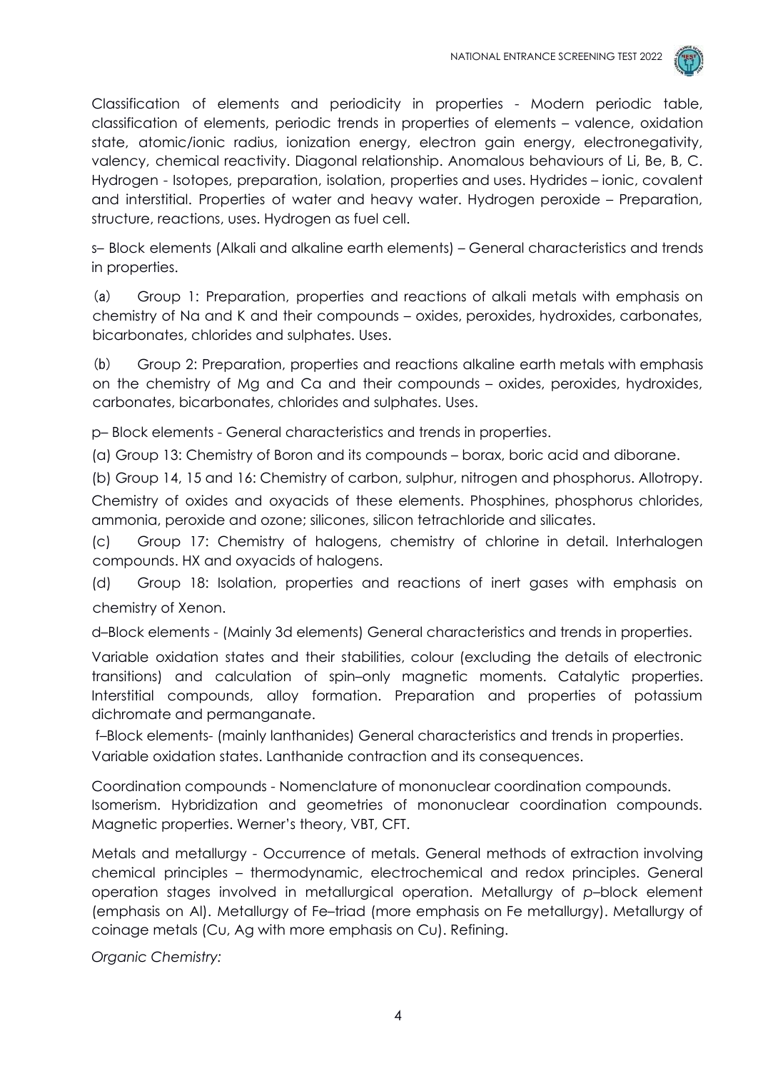Classification of elements and periodicity in properties - Modern periodic table, classification of elements, periodic trends in properties of elements – valence, oxidation state, atomic/ionic radius, ionization energy, electron gain energy, electronegativity, valency, chemical reactivity. Diagonal relationship. Anomalous behaviours of Li, Be, B, C. Hydrogen - Isotopes, preparation, isolation, properties and uses. Hydrides – ionic, covalent and interstitial. Properties of water and heavy water. Hydrogen peroxide – Preparation, structure, reactions, uses. Hydrogen as fuel cell.

s– Block elements (Alkali and alkaline earth elements) – General characteristics and trends in properties.

(a) Group 1: Preparation, properties and reactions of alkali metals with emphasis on chemistry of Na and K and their compounds – oxides, peroxides, hydroxides, carbonates, bicarbonates, chlorides and sulphates. Uses.

(b) Group 2: Preparation, properties and reactions alkaline earth metals with emphasis on the chemistry of Mg and Ca and their compounds – oxides, peroxides, hydroxides, carbonates, bicarbonates, chlorides and sulphates. Uses.

p– Block elements - General characteristics and trends in properties.

(a) Group 13: Chemistry of Boron and its compounds – borax, boric acid and diborane.

(b) Group 14, 15 and 16: Chemistry of carbon, sulphur, nitrogen and phosphorus. Allotropy. Chemistry of oxides and oxyacids of these elements. Phosphines, phosphorus chlorides, ammonia, peroxide and ozone; silicones, silicon tetrachloride and silicates.

(c) Group 17: Chemistry of halogens, chemistry of chlorine in detail. Interhalogen compounds. HX and oxyacids of halogens.

(d) Group 18: Isolation, properties and reactions of inert gases with emphasis on chemistry of Xenon.

d–Block elements - (Mainly 3d elements) General characteristics and trends in properties.

Variable oxidation states and their stabilities, colour (excluding the details of electronic transitions) and calculation of spin–only magnetic moments. Catalytic properties. Interstitial compounds, alloy formation. Preparation and properties of potassium dichromate and permanganate.

f–Block elements- (mainly lanthanides) General characteristics and trends in properties. Variable oxidation states. Lanthanide contraction and its consequences.

Coordination compounds - Nomenclature of mononuclear coordination compounds. Isomerism. Hybridization and geometries of mononuclear coordination compounds. Magnetic properties. Werner's theory, VBT, CFT.

Metals and metallurgy - Occurrence of metals. General methods of extraction involving chemical principles – thermodynamic, electrochemical and redox principles. General operation stages involved in metallurgical operation. Metallurgy of *p*–block element (emphasis on Al). Metallurgy of Fe–triad (more emphasis on Fe metallurgy). Metallurgy of coinage metals (Cu, Ag with more emphasis on Cu). Refining.

*Organic Chemistry:*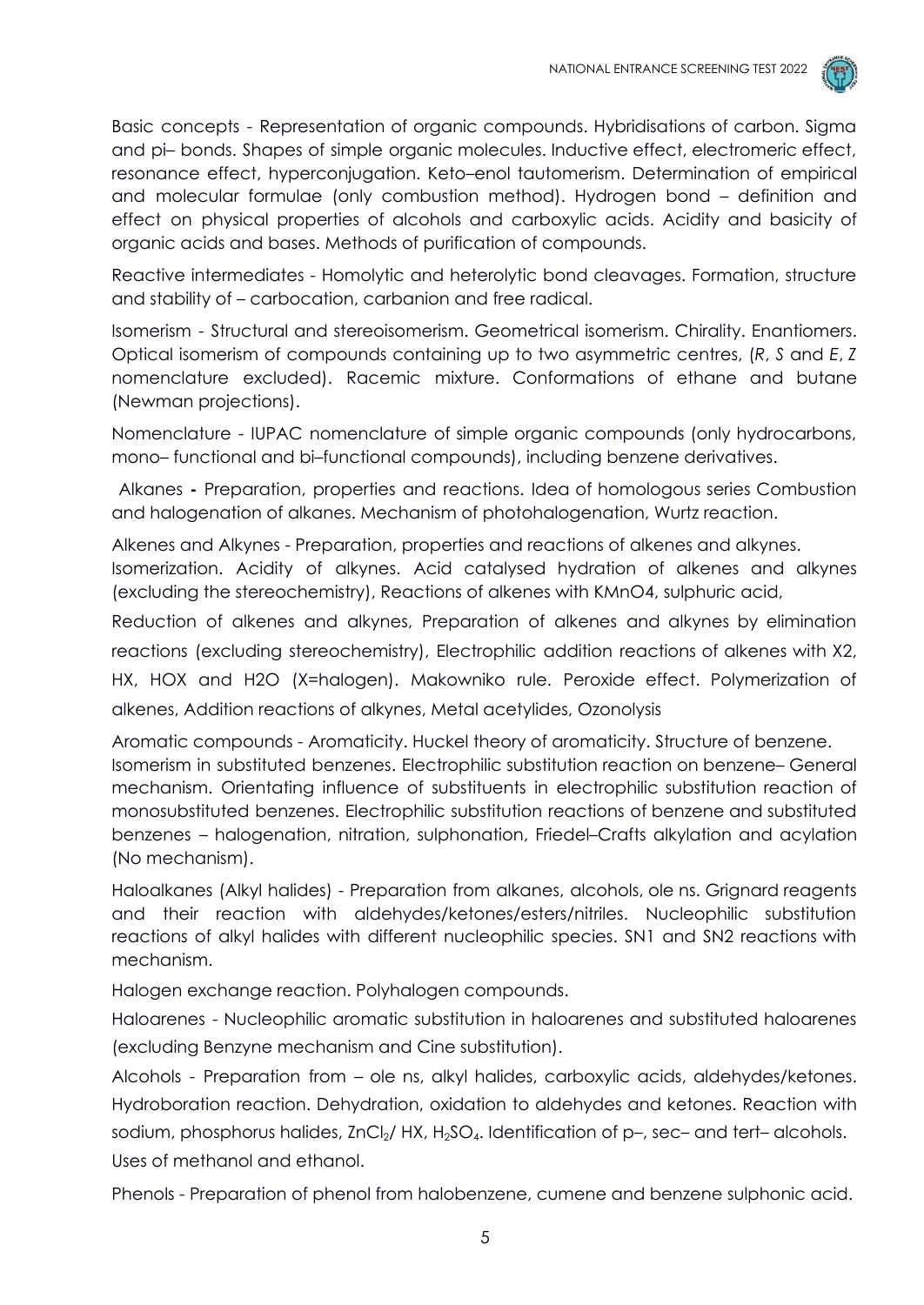Basic concepts - Representation of organic compounds. Hybridisations of carbon. Sigma and pi– bonds. Shapes of simple organic molecules. Inductive effect, electromeric effect, resonance effect, hyperconjugation. Keto–enol tautomerism. Determination of empirical and molecular formulae (only combustion method). Hydrogen bond – definition and effect on physical properties of alcohols and carboxylic acids. Acidity and basicity of organic acids and bases. Methods of purification of compounds.

Reactive intermediates - Homolytic and heterolytic bond cleavages. Formation, structure and stability of – carbocation, carbanion and free radical.

Isomerism - Structural and stereoisomerism. Geometrical isomerism. Chirality. Enantiomers. Optical isomerism of compounds containing up to two asymmetric centres, (*R*, *S* and *E*, *Z* nomenclature excluded). Racemic mixture. Conformations of ethane and butane (Newman projections).

Nomenclature - IUPAC nomenclature of simple organic compounds (only hydrocarbons, mono– functional and bi–functional compounds), including benzene derivatives.

Alkanes **-** Preparation, properties and reactions. Idea of homologous series Combustion and halogenation of alkanes. Mechanism of photohalogenation, Wurtz reaction.

Alkenes and Alkynes - Preparation, properties and reactions of alkenes and alkynes. Isomerization. Acidity of alkynes. Acid catalysed hydration of alkenes and alkynes (excluding the stereochemistry), Reactions of alkenes with $KMnO_4$, sulphuric acid, Reduction of alkenes and alkynes, Preparation of alkenes and alkynes by elimination reactions (excluding stereochemistry), Electrophilic addition reactions of alkenes with $X_2$, HX, HOX and $H_2O$ (X=halogen). Makowniko rule. Peroxide effect. Polymerization of alkenes, Addition reactions of alkynes, Metal acetylides, Ozonolysis

Aromatic compounds - Aromaticity. Huckel theory of aromaticity. Structure of benzene. Isomerism in substituted benzenes. Electrophilic substitution reaction on benzene– General mechanism. Orientating influence of substituents in electrophilic substitution reaction of monosubstituted benzenes. Electrophilic substitution reactions of benzene and substituted benzenes – halogenation, nitration, sulphonation, Friedel–Crafts alkylation and acylation (No mechanism).

Haloalkanes (Alkyl halides) - Preparation from alkanes, alcohols, ole ns. Grignard reagents and their reaction with aldehydes/ketones/esters/nitriles. Nucleophilic substitution reactions of alkyl halides with different nucleophilic species. SN1 and SN2 reactions with mechanism.

Halogen exchange reaction. Polyhalogen compounds.

Haloarenes - Nucleophilic aromatic substitution in haloarenes and substituted haloarenes (excluding Benzyne mechanism and Cine substitution).

Alcohols - Preparation from – ole ns, alkyl halides, carboxylic acids, aldehydes/ketones. Hydroboration reaction. Dehydration, oxidation to aldehydes and ketones. Reaction with sodium, phosphorus halides, $ZnCl_2$/ HX, $H_2SO_4$. Identification of p–, sec– and tert– alcohols. Uses of methanol and ethanol.

Phenols - Preparation of phenol from halobenzene, cumene and benzene sulphonic acid.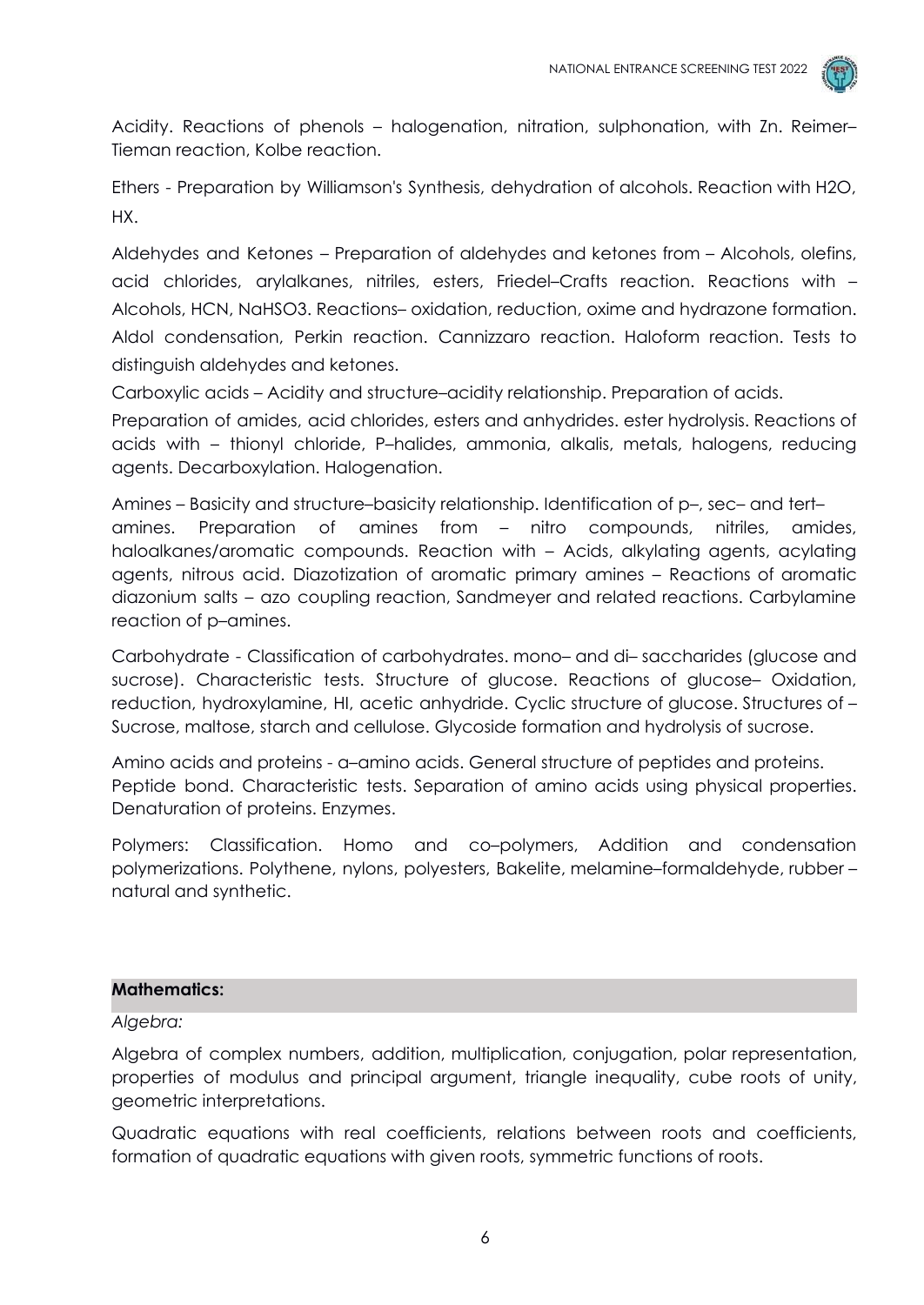Acidity. Reactions of phenols – halogenation, nitration, sulphonation, with Zn. Reimer–Tieman reaction, Kolbe reaction.

Ethers - Preparation by Williamson's Synthesis, dehydration of alcohols. Reaction with $H_2O$, HX.

Aldehydes and Ketones – Preparation of aldehydes and ketones from – Alcohols, olefins, acid chlorides, arylalkanes, nitriles, esters, Friedel–Crafts reaction. Reactions with – Alcohols, HCN, $NaHSO_3$. Reactions– oxidation, reduction, oxime and hydrazone formation. Aldol condensation, Perkin reaction. Cannizzaro reaction. Haloform reaction. Tests to distinguish aldehydes and ketones.

Carboxylic acids – Acidity and structure–acidity relationship. Preparation of acids.

Preparation of amides, acid chlorides, esters and anhydrides. ester hydrolysis. Reactions of acids with – thionyl chloride, P–halides, ammonia, alkalis, metals, halogens, reducing agents. Decarboxylation. Halogenation.

Amines – Basicity and structure–basicity relationship. Identification of p–, sec– and tert–amines. Preparation of amines from – nitro compounds, nitriles, amides, haloalkanes/aromatic compounds. Reaction with – Acids, alkylating agents, acylating agents, nitrous acid. Diazotization of aromatic primary amines – Reactions of aromatic diazonium salts – azo coupling reaction, Sandmeyer and related reactions. Carbylamine reaction of p–amines.

Carbohydrate - Classification of carbohydrates. mono– and di– saccharides (glucose and sucrose). Characteristic tests. Structure of glucose. Reactions of glucose– Oxidation, reduction, hydroxylamine, HI, acetic anhydride. Cyclic structure of glucose. Structures of – Sucrose, maltose, starch and cellulose. Glycoside formation and hydrolysis of sucrose.

Amino acids and proteins - α–amino acids. General structure of peptides and proteins. Peptide bond. Characteristic tests. Separation of amino acids using physical properties. Denaturation of proteins. Enzymes.

Polymers: Classification. Homo and co–polymers, Addition and condensation polymerizations. Polythene, nylons, polyesters, Bakelite, melamine–formaldehyde, rubber – natural and synthetic.

## Mathematics:

*Algebra:*

Algebra of complex numbers, addition, multiplication, conjugation, polar representation, properties of modulus and principal argument, triangle inequality, cube roots of unity, geometric interpretations.

Quadratic equations with real coefficients, relations between roots and coefficients, formation of quadratic equations with given roots, symmetric functions of roots.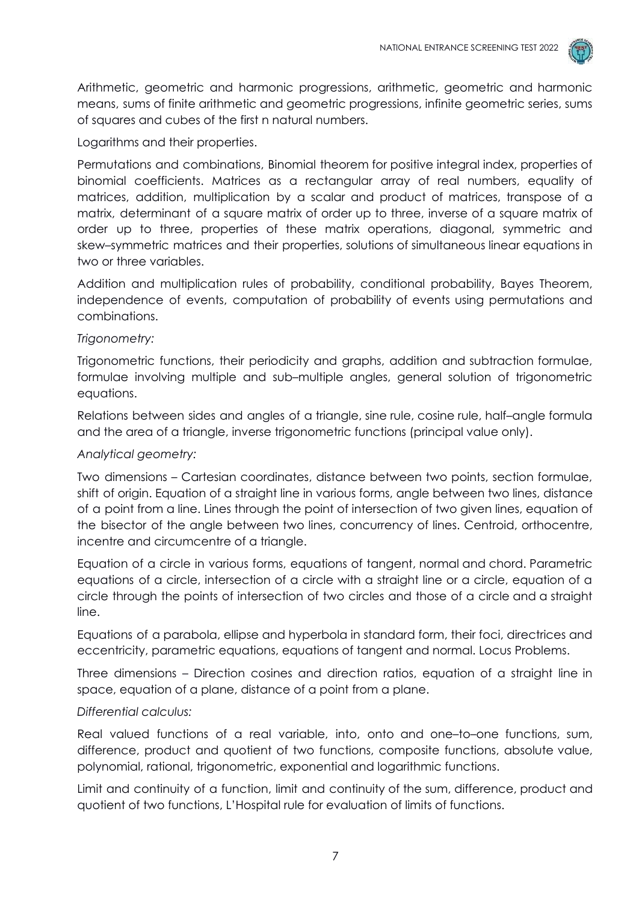Arithmetic, geometric and harmonic progressions, arithmetic, geometric and harmonic means, sums of finite arithmetic and geometric progressions, infinite geometric series, sums of squares and cubes of the first n natural numbers.

Logarithms and their properties.

Permutations and combinations, Binomial theorem for positive integral index, properties of binomial coefficients. Matrices as a rectangular array of real numbers, equality of matrices, addition, multiplication by a scalar and product of matrices, transpose of a matrix, determinant of a square matrix of order up to three, inverse of a square matrix of order up to three, properties of these matrix operations, diagonal, symmetric and skew–symmetric matrices and their properties, solutions of simultaneous linear equations in two or three variables.

Addition and multiplication rules of probability, conditional probability, Bayes Theorem, independence of events, computation of probability of events using permutations and combinations.

*Trigonometry:*

Trigonometric functions, their periodicity and graphs, addition and subtraction formulae, formulae involving multiple and sub–multiple angles, general solution of trigonometric equations.

Relations between sides and angles of a triangle, sine rule, cosine rule, half–angle formula and the area of a triangle, inverse trigonometric functions (principal value only).

*Analytical geometry:*

Two dimensions – Cartesian coordinates, distance between two points, section formulae, shift of origin. Equation of a straight line in various forms, angle between two lines, distance of a point from a line. Lines through the point of intersection of two given lines, equation of the bisector of the angle between two lines, concurrency of lines. Centroid, orthocentre, incentre and circumcentre of a triangle.

Equation of a circle in various forms, equations of tangent, normal and chord. Parametric equations of a circle, intersection of a circle with a straight line or a circle, equation of a circle through the points of intersection of two circles and those of a circle and a straight line.

Equations of a parabola, ellipse and hyperbola in standard form, their foci, directrices and eccentricity, parametric equations, equations of tangent and normal. Locus Problems.

Three dimensions – Direction cosines and direction ratios, equation of a straight line in space, equation of a plane, distance of a point from a plane.

*Differential calculus:*

Real valued functions of a real variable, into, onto and one–to–one functions, sum, difference, product and quotient of two functions, composite functions, absolute value, polynomial, rational, trigonometric, exponential and logarithmic functions.

Limit and continuity of a function, limit and continuity of the sum, difference, product and quotient of two functions, L'Hospital rule for evaluation of limits of functions.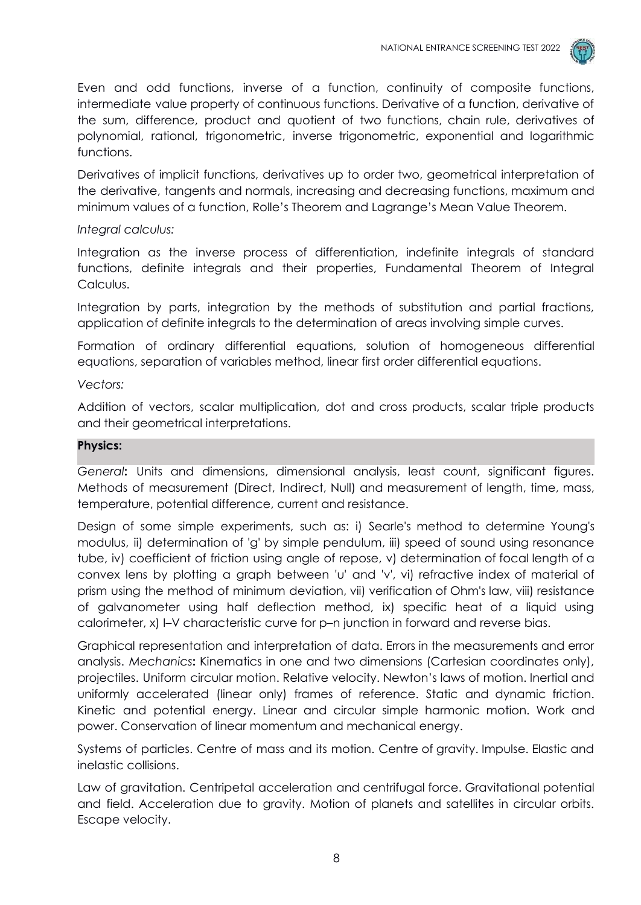Even and odd functions, inverse of a function, continuity of composite functions, intermediate value property of continuous functions. Derivative of a function, derivative of the sum, difference, product and quotient of two functions, chain rule, derivatives of polynomial, rational, trigonometric, inverse trigonometric, exponential and logarithmic functions.

Derivatives of implicit functions, derivatives up to order two, geometrical interpretation of the derivative, tangents and normals, increasing and decreasing functions, maximum and minimum values of a function, Rolle's Theorem and Lagrange's Mean Value Theorem.

*Integral calculus:*

Integration as the inverse process of differentiation, indefinite integrals of standard functions, definite integrals and their properties, Fundamental Theorem of Integral Calculus.

Integration by parts, integration by the methods of substitution and partial fractions, application of definite integrals to the determination of areas involving simple curves.

Formation of ordinary differential equations, solution of homogeneous differential equations, separation of variables method, linear first order differential equations.

*Vectors:*

Addition of vectors, scalar multiplication, dot and cross products, scalar triple products and their geometrical interpretations.

## Physics:

*General***:** Units and dimensions, dimensional analysis, least count, significant figures. Methods of measurement (Direct, Indirect, Null) and measurement of length, time, mass, temperature, potential difference, current and resistance.

Design of some simple experiments, such as: i) Searle's method to determine Young's modulus, ii) determination of 'g' by simple pendulum, iii) speed of sound using resonance tube, iv) coefficient of friction using angle of repose, v) determination of focal length of a convex lens by plotting a graph between 'u' and 'v', vi) refractive index of material of prism using the method of minimum deviation, vii) verification of Ohm's law, viii) resistance of galvanometer using half deflection method, ix) specific heat of a liquid using calorimeter, x) I–V characteristic curve for p–n junction in forward and reverse bias.

Graphical representation and interpretation of data. Errors in the measurements and error analysis. *Mechanics***:** Kinematics in one and two dimensions (Cartesian coordinates only), projectiles. Uniform circular motion. Relative velocity. Newton's laws of motion. Inertial and uniformly accelerated (linear only) frames of reference. Static and dynamic friction. Kinetic and potential energy. Linear and circular simple harmonic motion. Work and power. Conservation of linear momentum and mechanical energy.

Systems of particles. Centre of mass and its motion. Centre of gravity. Impulse. Elastic and inelastic collisions.

Law of gravitation. Centripetal acceleration and centrifugal force. Gravitational potential and field. Acceleration due to gravity. Motion of planets and satellites in circular orbits. Escape velocity.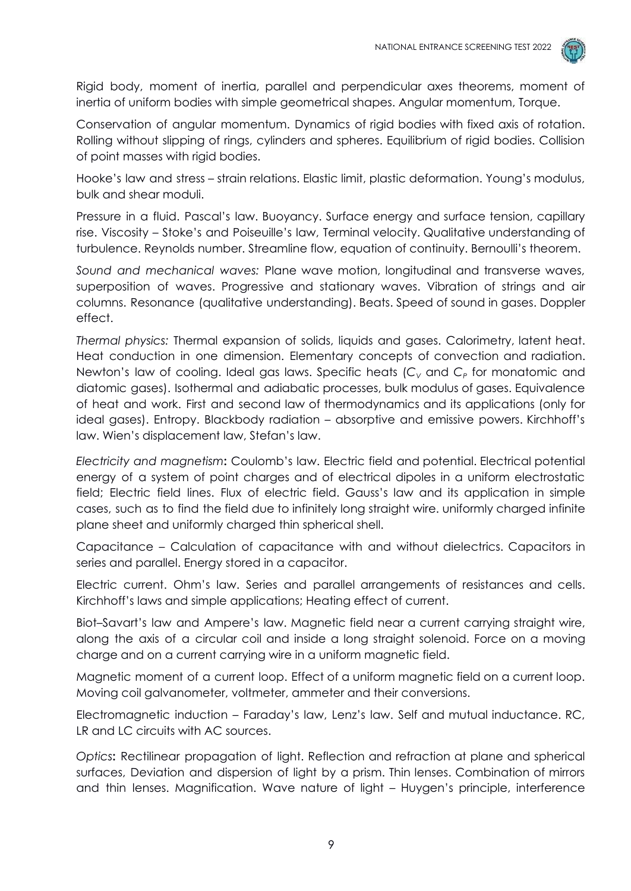Rigid body, moment of inertia, parallel and perpendicular axes theorems, moment of inertia of uniform bodies with simple geometrical shapes. Angular momentum, Torque.

Conservation of angular momentum. Dynamics of rigid bodies with fixed axis of rotation. Rolling without slipping of rings, cylinders and spheres. Equilibrium of rigid bodies. Collision of point masses with rigid bodies.

Hooke's law and stress – strain relations. Elastic limit, plastic deformation. Young's modulus, bulk and shear moduli.

Pressure in a fluid. Pascal's law. Buoyancy. Surface energy and surface tension, capillary rise. Viscosity – Stoke's and Poiseuille's law, Terminal velocity. Qualitative understanding of turbulence. Reynolds number. Streamline flow, equation of continuity. Bernoulli's theorem.

*Sound and mechanical waves:* Plane wave motion, longitudinal and transverse waves, superposition of waves. Progressive and stationary waves. Vibration of strings and air columns. Resonance (qualitative understanding). Beats. Speed of sound in gases. Doppler effect.

*Thermal physics:* Thermal expansion of solids, liquids and gases. Calorimetry, latent heat. Heat conduction in one dimension. Elementary concepts of convection and radiation. Newton's law of cooling. Ideal gas laws. Specific heats ($C_V$ and $C_P$ for monatomic and diatomic gases). Isothermal and adiabatic processes, bulk modulus of gases. Equivalence of heat and work. First and second law of thermodynamics and its applications (only for ideal gases). Entropy. Blackbody radiation – absorptive and emissive powers. Kirchhoff's law. Wien's displacement law, Stefan's law.

*Electricity and magnetism*: Coulomb's law. Electric field and potential. Electrical potential energy of a system of point charges and of electrical dipoles in a uniform electrostatic field; Electric field lines. Flux of electric field. Gauss's law and its application in simple cases, such as to find the field due to infinitely long straight wire. uniformly charged infinite plane sheet and uniformly charged thin spherical shell.

Capacitance – Calculation of capacitance with and without dielectrics. Capacitors in series and parallel. Energy stored in a capacitor.

Electric current. Ohm's law. Series and parallel arrangements of resistances and cells. Kirchhoff's laws and simple applications; Heating effect of current.

Biot–Savart's law and Ampere's law. Magnetic field near a current carrying straight wire, along the axis of a circular coil and inside a long straight solenoid. Force on a moving charge and on a current carrying wire in a uniform magnetic field.

Magnetic moment of a current loop. Effect of a uniform magnetic field on a current loop. Moving coil galvanometer, voltmeter, ammeter and their conversions.

Electromagnetic induction – Faraday's law, Lenz's law. Self and mutual inductance. RC, LR and LC circuits with AC sources.

*Optics*: Rectilinear propagation of light. Reflection and refraction at plane and spherical surfaces, Deviation and dispersion of light by a prism. Thin lenses. Combination of mirrors and thin lenses. Magnification. Wave nature of light – Huygen's principle, interference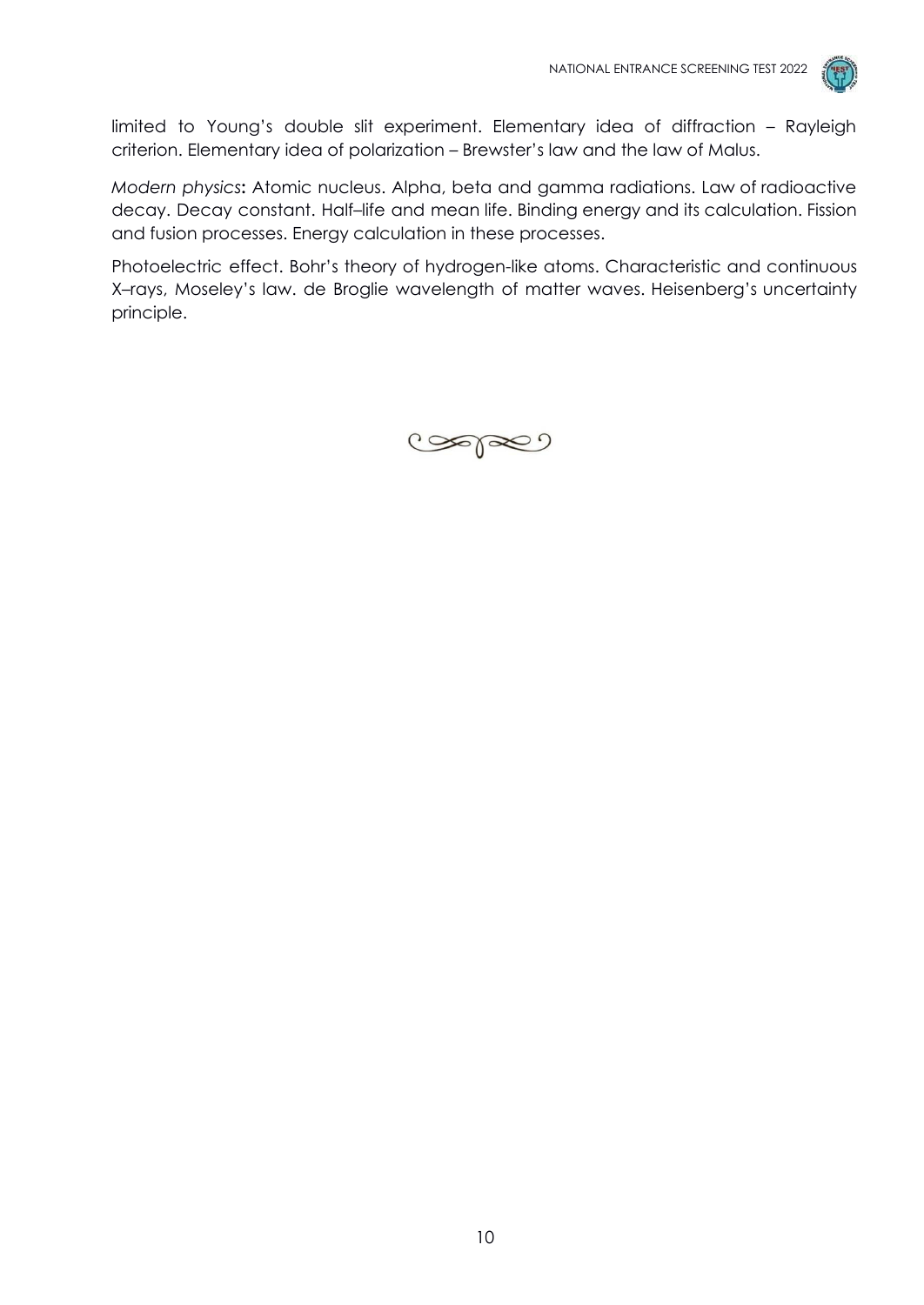limited to Young's double slit experiment. Elementary idea of diffraction – Rayleigh criterion. Elementary idea of polarization – Brewster's law and the law of Malus.

*Modern physics*: Atomic nucleus. Alpha, beta and gamma radiations. Law of radioactive decay. Decay constant. Half–life and mean life. Binding energy and its calculation. Fission and fusion processes. Energy calculation in these processes.

Photoelectric effect. Bohr's theory of hydrogen-like atoms. Characteristic and continuous X–rays, Moseley's law. de Broglie wavelength of matter waves. Heisenberg's uncertainty principle.